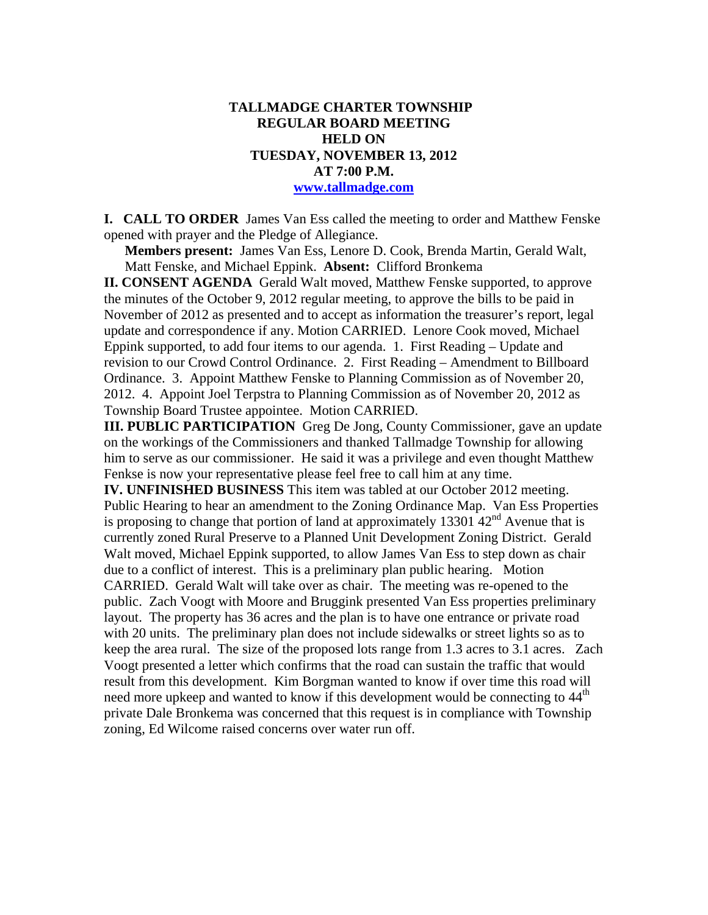# TALLMADGE CHARTER TOWNSHIP
## REGULAR BOARD MEETING
## HELD ON
## TUESDAY, NOVEMBER 13, 2012
## AT 7:00 P.M.
## www.tallmadge.com

**I. CALL TO ORDER** James Van Ess called the meeting to order and Matthew Fenske opened with prayer and the Pledge of Allegiance.

**Members present:** James Van Ess, Lenore D. Cook, Brenda Martin, Gerald Walt, Matt Fenske, and Michael Eppink. **Absent:** Clifford Bronkema

**II. CONSENT AGENDA** Gerald Walt moved, Matthew Fenske supported, to approve the minutes of the October 9, 2012 regular meeting, to approve the bills to be paid in November of 2012 as presented and to accept as information the treasurer's report, legal update and correspondence if any. Motion CARRIED. Lenore Cook moved, Michael Eppink supported, to add four items to our agenda. 1. First Reading – Update and revision to our Crowd Control Ordinance. 2. First Reading – Amendment to Billboard Ordinance. 3. Appoint Matthew Fenske to Planning Commission as of November 20, 2012. 4. Appoint Joel Terpstra to Planning Commission as of November 20, 2012 as Township Board Trustee appointee. Motion CARRIED.

**III. PUBLIC PARTICIPATION** Greg De Jong, County Commissioner, gave an update on the workings of the Commissioners and thanked Tallmadge Township for allowing him to serve as our commissioner. He said it was a privilege and even thought Matthew Fenkse is now your representative please feel free to call him at any time.

**IV. UNFINISHED BUSINESS** This item was tabled at our October 2012 meeting. Public Hearing to hear an amendment to the Zoning Ordinance Map. Van Ess Properties is proposing to change that portion of land at approximately 13301 42nd Avenue that is currently zoned Rural Preserve to a Planned Unit Development Zoning District. Gerald Walt moved, Michael Eppink supported, to allow James Van Ess to step down as chair due to a conflict of interest. This is a preliminary plan public hearing. Motion CARRIED. Gerald Walt will take over as chair. The meeting was re-opened to the public. Zach Voogt with Moore and Bruggink presented Van Ess properties preliminary layout. The property has 36 acres and the plan is to have one entrance or private road with 20 units. The preliminary plan does not include sidewalks or street lights so as to keep the area rural. The size of the proposed lots range from 1.3 acres to 3.1 acres. Zach Voogt presented a letter which confirms that the road can sustain the traffic that would result from this development. Kim Borgman wanted to know if over time this road will need more upkeep and wanted to know if this development would be connecting to 44th private Dale Bronkema was concerned that this request is in compliance with Township zoning, Ed Wilcome raised concerns over water run off.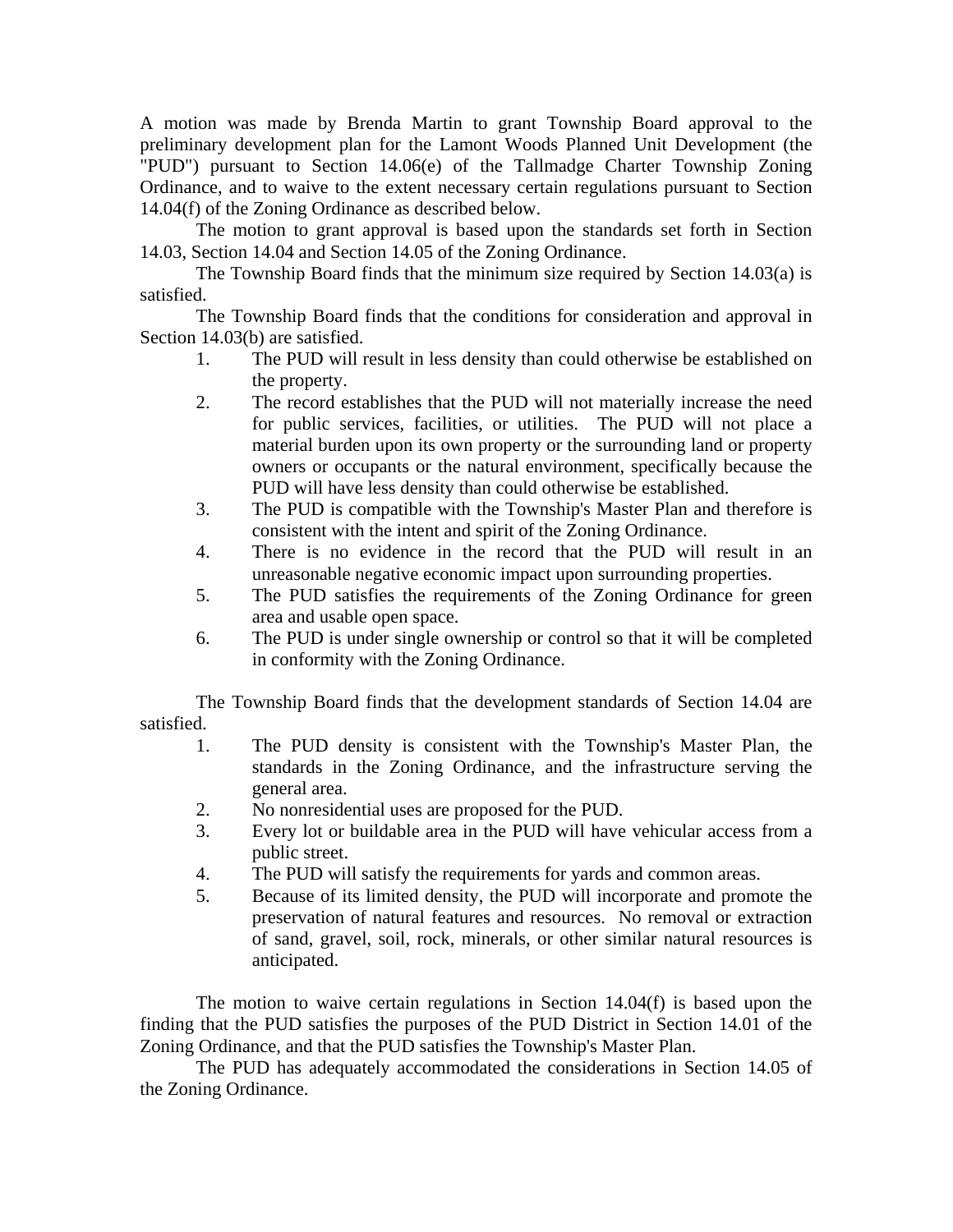A motion was made by Brenda Martin to grant Township Board approval to the preliminary development plan for the Lamont Woods Planned Unit Development (the "PUD") pursuant to Section 14.06(e) of the Tallmadge Charter Township Zoning Ordinance, and to waive to the extent necessary certain regulations pursuant to Section 14.04(f) of the Zoning Ordinance as described below.

The motion to grant approval is based upon the standards set forth in Section 14.03, Section 14.04 and Section 14.05 of the Zoning Ordinance.

The Township Board finds that the minimum size required by Section 14.03(a) is satisfied.

The Township Board finds that the conditions for consideration and approval in Section 14.03(b) are satisfied.

1. The PUD will result in less density than could otherwise be established on the property.
2. The record establishes that the PUD will not materially increase the need for public services, facilities, or utilities. The PUD will not place a material burden upon its own property or the surrounding land or property owners or occupants or the natural environment, specifically because the PUD will have less density than could otherwise be established.
3. The PUD is compatible with the Township's Master Plan and therefore is consistent with the intent and spirit of the Zoning Ordinance.
4. There is no evidence in the record that the PUD will result in an unreasonable negative economic impact upon surrounding properties.
5. The PUD satisfies the requirements of the Zoning Ordinance for green area and usable open space.
6. The PUD is under single ownership or control so that it will be completed in conformity with the Zoning Ordinance.

The Township Board finds that the development standards of Section 14.04 are satisfied.

1. The PUD density is consistent with the Township's Master Plan, the standards in the Zoning Ordinance, and the infrastructure serving the general area.
2. No nonresidential uses are proposed for the PUD.
3. Every lot or buildable area in the PUD will have vehicular access from a public street.
4. The PUD will satisfy the requirements for yards and common areas.
5. Because of its limited density, the PUD will incorporate and promote the preservation of natural features and resources. No removal or extraction of sand, gravel, soil, rock, minerals, or other similar natural resources is anticipated.

The motion to waive certain regulations in Section 14.04(f) is based upon the finding that the PUD satisfies the purposes of the PUD District in Section 14.01 of the Zoning Ordinance, and that the PUD satisfies the Township's Master Plan.

The PUD has adequately accommodated the considerations in Section 14.05 of the Zoning Ordinance.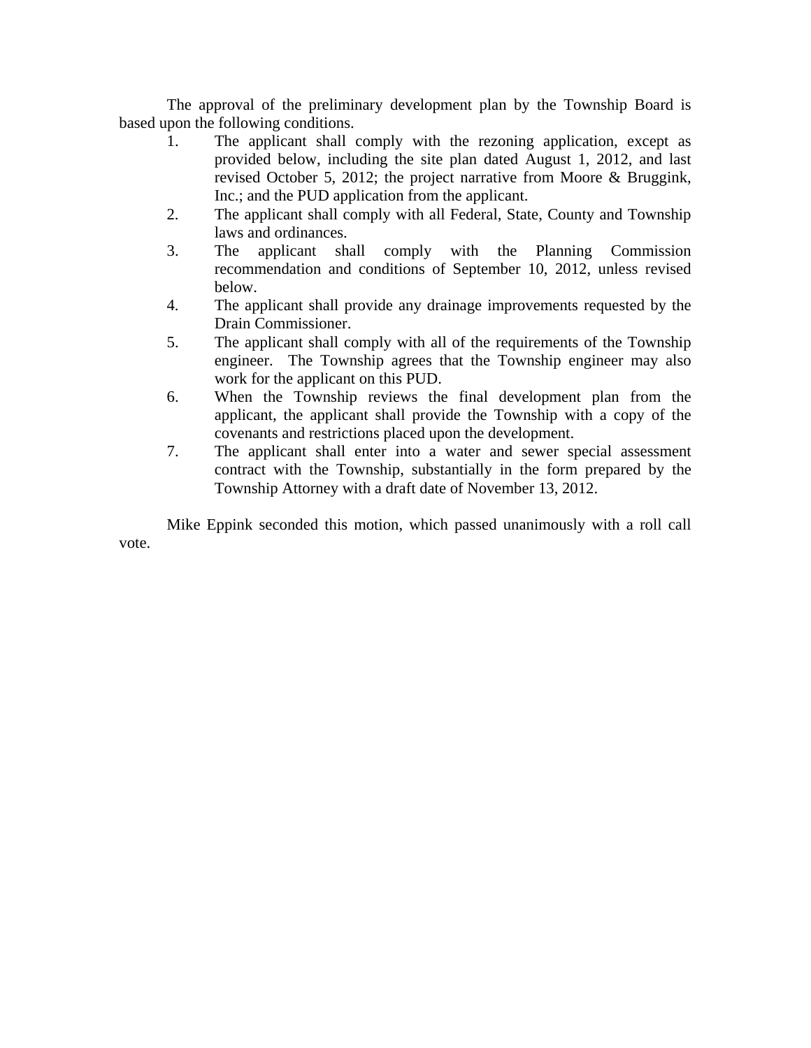The approval of the preliminary development plan by the Township Board is based upon the following conditions.

1. The applicant shall comply with the rezoning application, except as provided below, including the site plan dated August 1, 2012, and last revised October 5, 2012; the project narrative from Moore & Bruggink, Inc.; and the PUD application from the applicant.
2. The applicant shall comply with all Federal, State, County and Township laws and ordinances.
3. The applicant shall comply with the Planning Commission recommendation and conditions of September 10, 2012, unless revised below.
4. The applicant shall provide any drainage improvements requested by the Drain Commissioner.
5. The applicant shall comply with all of the requirements of the Township engineer. The Township agrees that the Township engineer may also work for the applicant on this PUD.
6. When the Township reviews the final development plan from the applicant, the applicant shall provide the Township with a copy of the covenants and restrictions placed upon the development.
7. The applicant shall enter into a water and sewer special assessment contract with the Township, substantially in the form prepared by the Township Attorney with a draft date of November 13, 2012.

Mike Eppink seconded this motion, which passed unanimously with a roll call vote.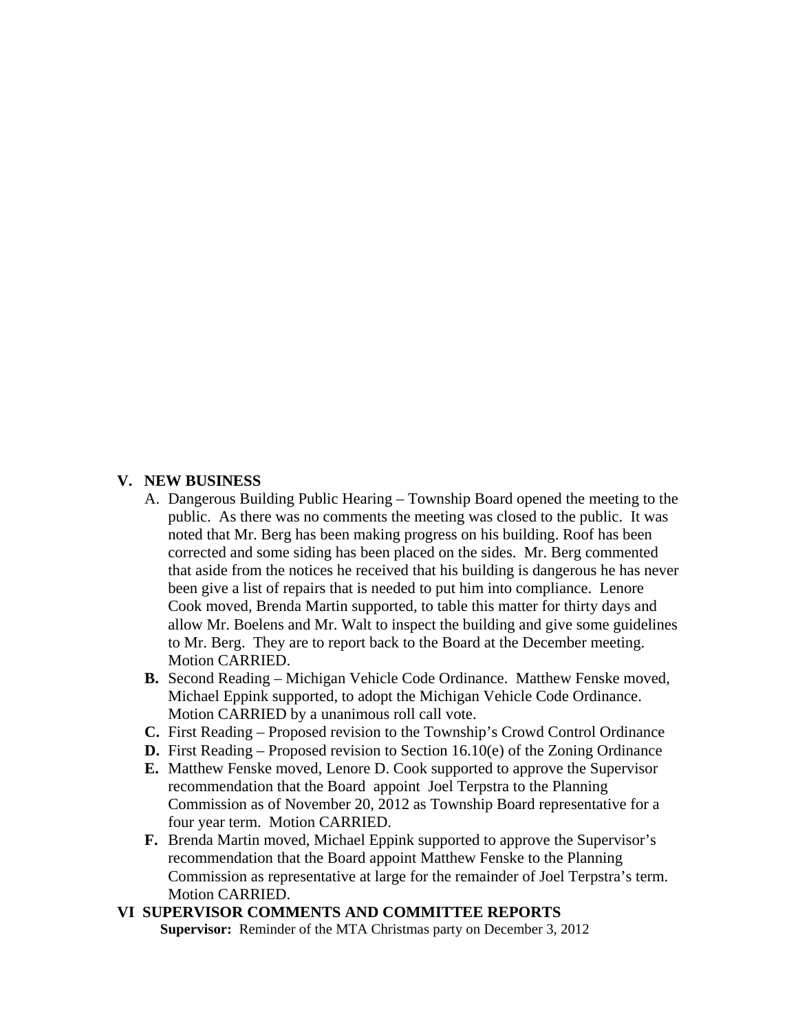## V. NEW BUSINESS

A. Dangerous Building Public Hearing – Township Board opened the meeting to the public. As there was no comments the meeting was closed to the public. It was noted that Mr. Berg has been making progress on his building. Roof has been corrected and some siding has been placed on the sides. Mr. Berg commented that aside from the notices he received that his building is dangerous he has never been give a list of repairs that is needed to put him into compliance. Lenore Cook moved, Brenda Martin supported, to table this matter for thirty days and allow Mr. Boelens and Mr. Walt to inspect the building and give some guidelines to Mr. Berg. They are to report back to the Board at the December meeting. Motion CARRIED.

**B.** Second Reading – Michigan Vehicle Code Ordinance. Matthew Fenske moved, Michael Eppink supported, to adopt the Michigan Vehicle Code Ordinance. Motion CARRIED by a unanimous roll call vote.

**C.** First Reading – Proposed revision to the Township's Crowd Control Ordinance

**D.** First Reading – Proposed revision to Section 16.10(e) of the Zoning Ordinance

**E.** Matthew Fenske moved, Lenore D. Cook supported to approve the Supervisor recommendation that the Board appoint Joel Terpstra to the Planning Commission as of November 20, 2012 as Township Board representative for a four year term. Motion CARRIED.

**F.** Brenda Martin moved, Michael Eppink supported to approve the Supervisor's recommendation that the Board appoint Matthew Fenske to the Planning Commission as representative at large for the remainder of Joel Terpstra's term. Motion CARRIED.

## VI SUPERVISOR COMMENTS AND COMMITTEE REPORTS

**Supervisor:** Reminder of the MTA Christmas party on December 3, 2012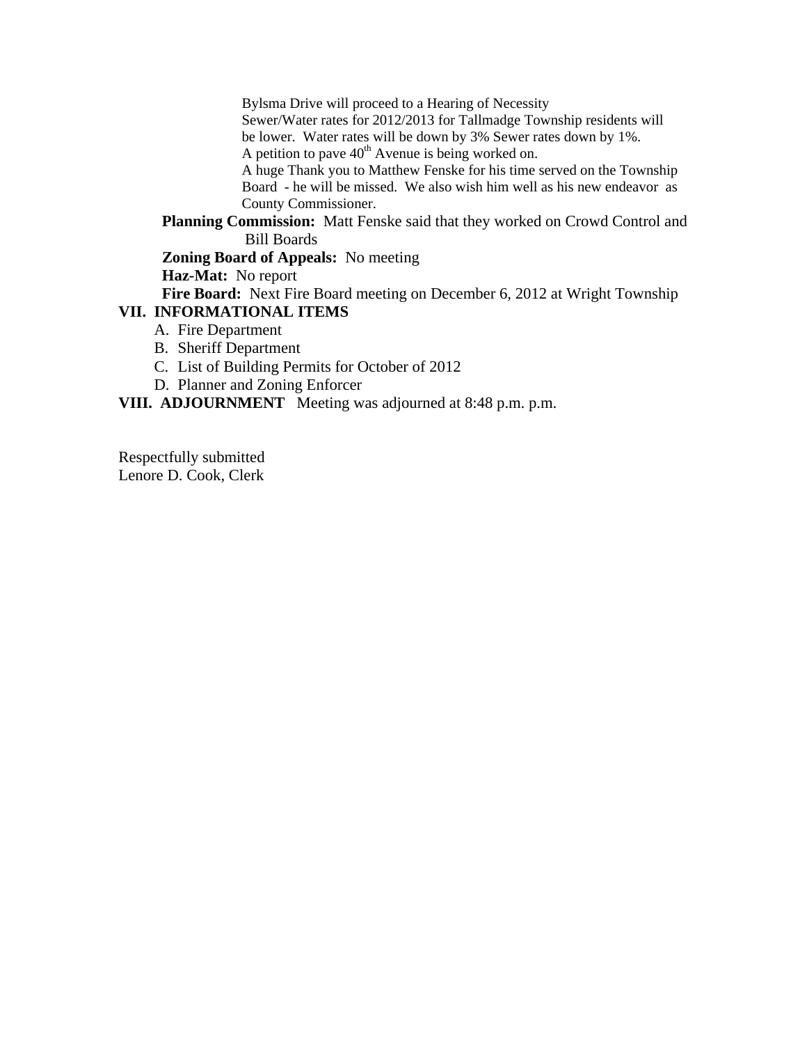Bylsma Drive will proceed to a Hearing of Necessity
Sewer/Water rates for 2012/2013 for Tallmadge Township residents will be lower. Water rates will be down by 3% Sewer rates down by 1%.
A petition to pave 40th Avenue is being worked on.
A huge Thank you to Matthew Fenske for his time served on the Township Board - he will be missed. We also wish him well as his new endeavor as County Commissioner.

**Planning Commission:** Matt Fenske said that they worked on Crowd Control and Bill Boards

**Zoning Board of Appeals:** No meeting

**Haz-Mat:** No report

**Fire Board:** Next Fire Board meeting on December 6, 2012 at Wright Township

**VII. INFORMATIONAL ITEMS**

A. Fire Department
B. Sheriff Department
C. List of Building Permits for October of 2012
D. Planner and Zoning Enforcer

**VIII. ADJOURNMENT** Meeting was adjourned at 8:48 p.m. p.m.

Respectfully submitted
Lenore D. Cook, Clerk